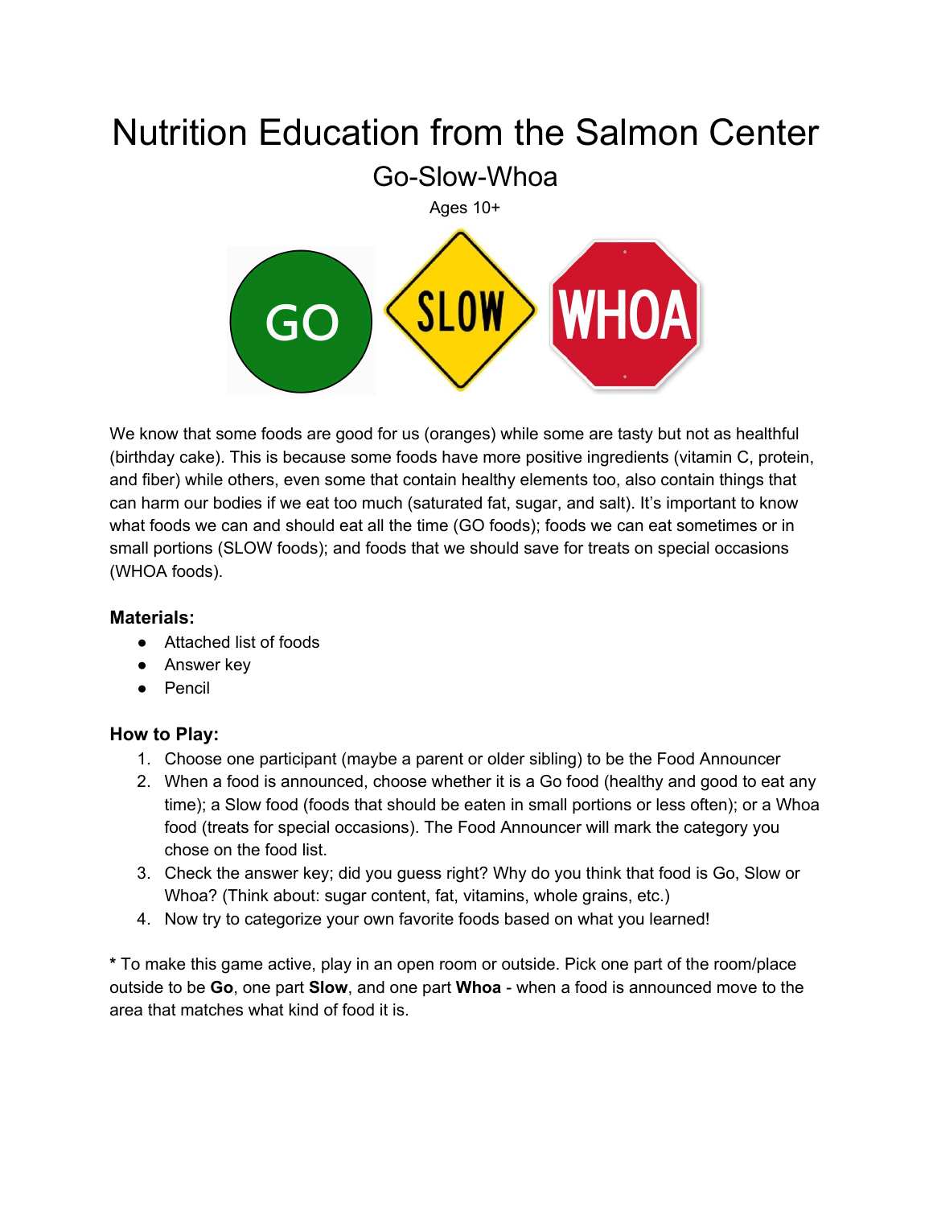# Nutrition Education from the Salmon Center

## Go-Slow-Whoa

Ages 10+

We know that some foods are good for us (oranges) while some are tasty but not as healthful (birthday cake). This is because some foods have more positive ingredients (vitamin C, protein, and fiber) while others, even some that contain healthy elements too, also contain things that can harm our bodies if we eat too much (saturated fat, sugar, and salt). It's important to know what foods we can and should eat all the time (GO foods); foods we can eat sometimes or in small portions (SLOW foods); and foods that we should save for treats on special occasions (WHOA foods).

### Materials:

- Attached list of foods
- Answer key
- Pencil

### How to Play:

1. Choose one participant (maybe a parent or older sibling) to be the Food Announcer
2. When a food is announced, choose whether it is a Go food (healthy and good to eat any time); a Slow food (foods that should be eaten in small portions or less often); or a Whoa food (treats for special occasions). The Food Announcer will mark the category you chose on the food list.
3. Check the answer key; did you guess right? Why do you think that food is Go, Slow or Whoa? (Think about: sugar content, fat, vitamins, whole grains, etc.)
4. Now try to categorize your own favorite foods based on what you learned!

**\*** To make this game active, play in an open room or outside. Pick one part of the room/place outside to be **Go**, one part **Slow**, and one part **Whoa** - when a food is announced move to the area that matches what kind of food it is.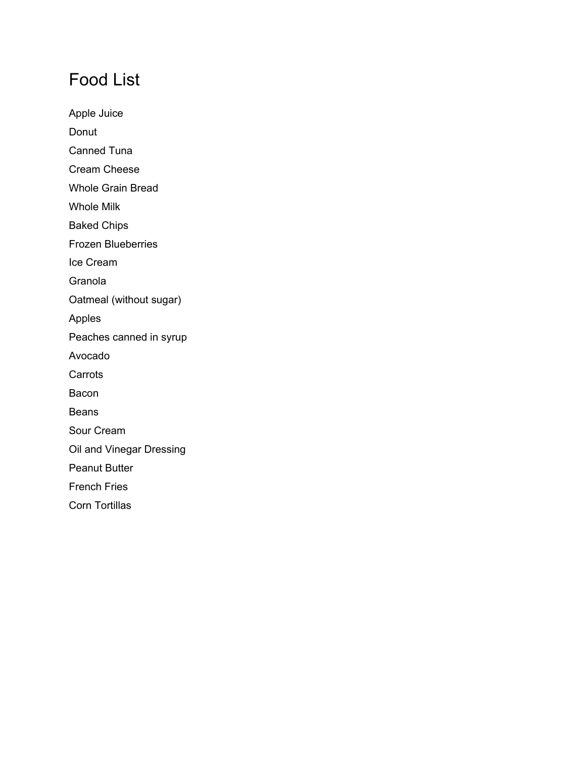# Food List

Apple Juice

Donut

Canned Tuna

Cream Cheese

Whole Grain Bread

Whole Milk

Baked Chips

Frozen Blueberries

Ice Cream

Granola

Oatmeal (without sugar)

Apples

Peaches canned in syrup

Avocado

Carrots

Bacon

Beans

Sour Cream

Oil and Vinegar Dressing

Peanut Butter

French Fries

Corn Tortillas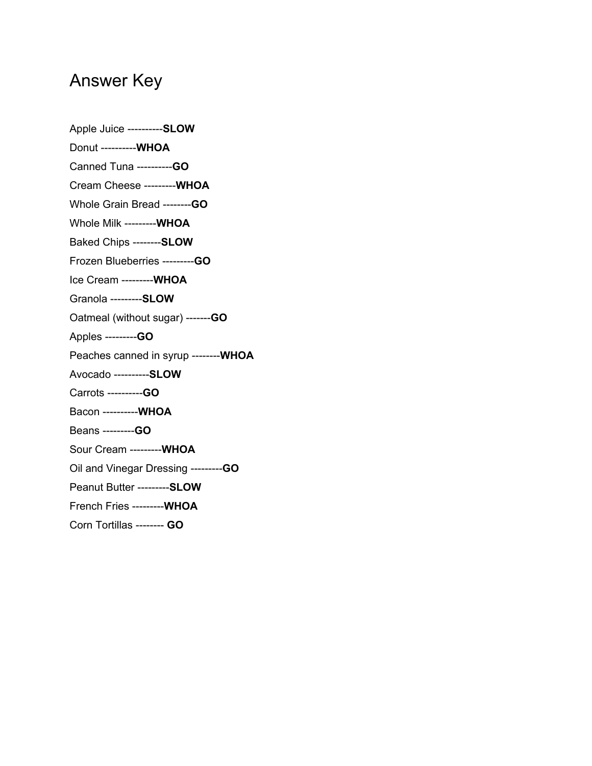# Answer Key

Apple Juice ----------**SLOW**

Donut ----------**WHOA**

Canned Tuna ----------**GO**

Cream Cheese ---------**WHOA**

Whole Grain Bread --------**GO**

Whole Milk ---------**WHOA**

Baked Chips --------**SLOW**

Frozen Blueberries ---------**GO**

Ice Cream ---------**WHOA**

Granola ---------**SLOW**

Oatmeal (without sugar) -------**GO**

Apples ---------**GO**

Peaches canned in syrup --------**WHOA**

Avocado ----------**SLOW**

Carrots ----------**GO**

Bacon ----------**WHOA**

Beans ---------**GO**

Sour Cream ---------**WHOA**

Oil and Vinegar Dressing ---------**GO**

Peanut Butter ---------**SLOW**

French Fries ---------**WHOA**

Corn Tortillas -------- **GO**